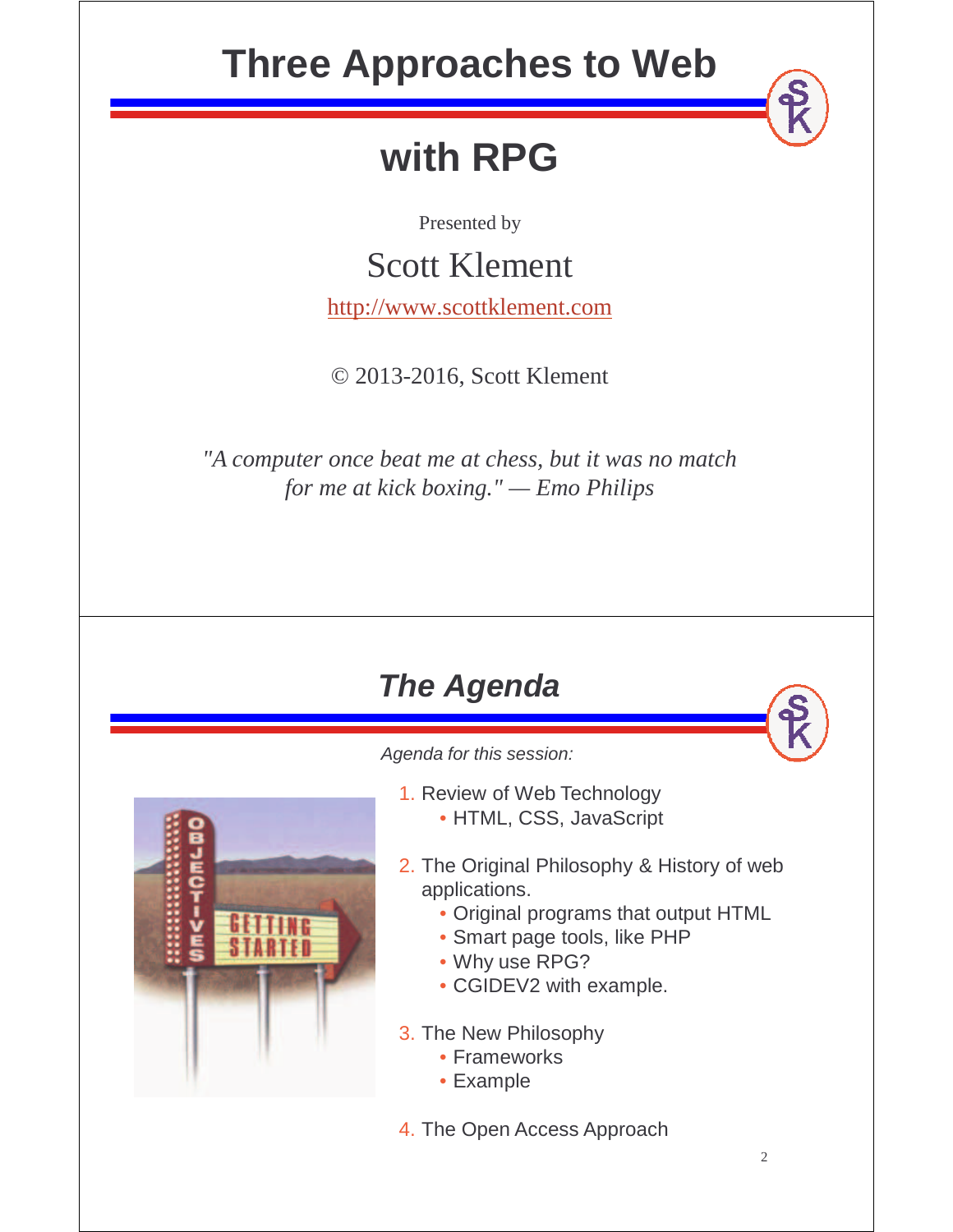# Three Approaches to Web with RPG

Presented by

Scott Klement

http://www.scottklement.com

© 2013-2016, Scott Klement

*"A computer once beat me at chess, but it was no match for me at kick boxing." — Emo Philips*

## *The Agenda*

*Agenda for this session:*

1. Review of Web Technology
   - HTML, CSS, JavaScript
2. The Original Philosophy & History of web applications.
   - Original programs that output HTML
   - Smart page tools, like PHP
   - Why use RPG?
   - CGIDEV2 with example.
3. The New Philosophy
   - Frameworks
   - Example
4. The Open Access Approach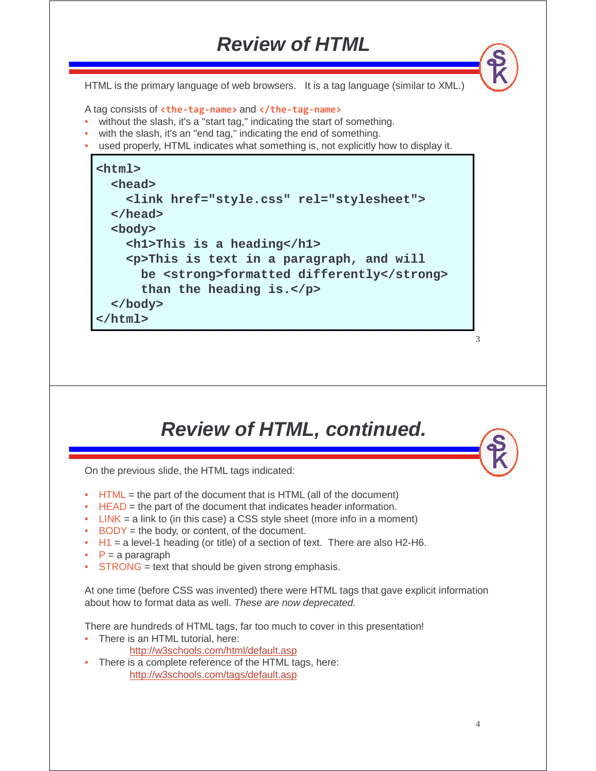# Review of HTML

HTML is the primary language of web browsers. It is a tag language (similar to XML.)

A tag consists of `<the-tag-name>` and `</the-tag-name>`

- without the slash, it's a "start tag," indicating the start of something.
- with the slash, it's an "end tag," indicating the end of something.
- used properly, HTML indicates what something is, not explicitly how to display it.

```
<html>
  <head>
    <link href="style.css" rel="stylesheet">
  </head>
  <body>
    <h1>This is a heading</h1>
    <p>This is text in a paragraph, and will
      be <strong>formatted differently</strong>
      than the heading is.</p>
  </body>
</html>
```

# Review of HTML, continued.

On the previous slide, the HTML tags indicated:

- HTML = the part of the document that is HTML (all of the document)
- HEAD = the part of the document that indicates header information.
- LINK = a link to (in this case) a CSS style sheet (more info in a moment)
- BODY = the body, or content, of the document.
- H1 = a level-1 heading (or title) of a section of text. There are also H2-H6.
- P = a paragraph
- STRONG = text that should be given strong emphasis.

At one time (before CSS was invented) there were HTML tags that gave explicit information about how to format data as well. *These are now deprecated.*

There are hundreds of HTML tags, far too much to cover in this presentation!

- There is an HTML tutorial, here:
  http://w3schools.com/html/default.asp
- There is a complete reference of the HTML tags, here:
  http://w3schools.com/tags/default.asp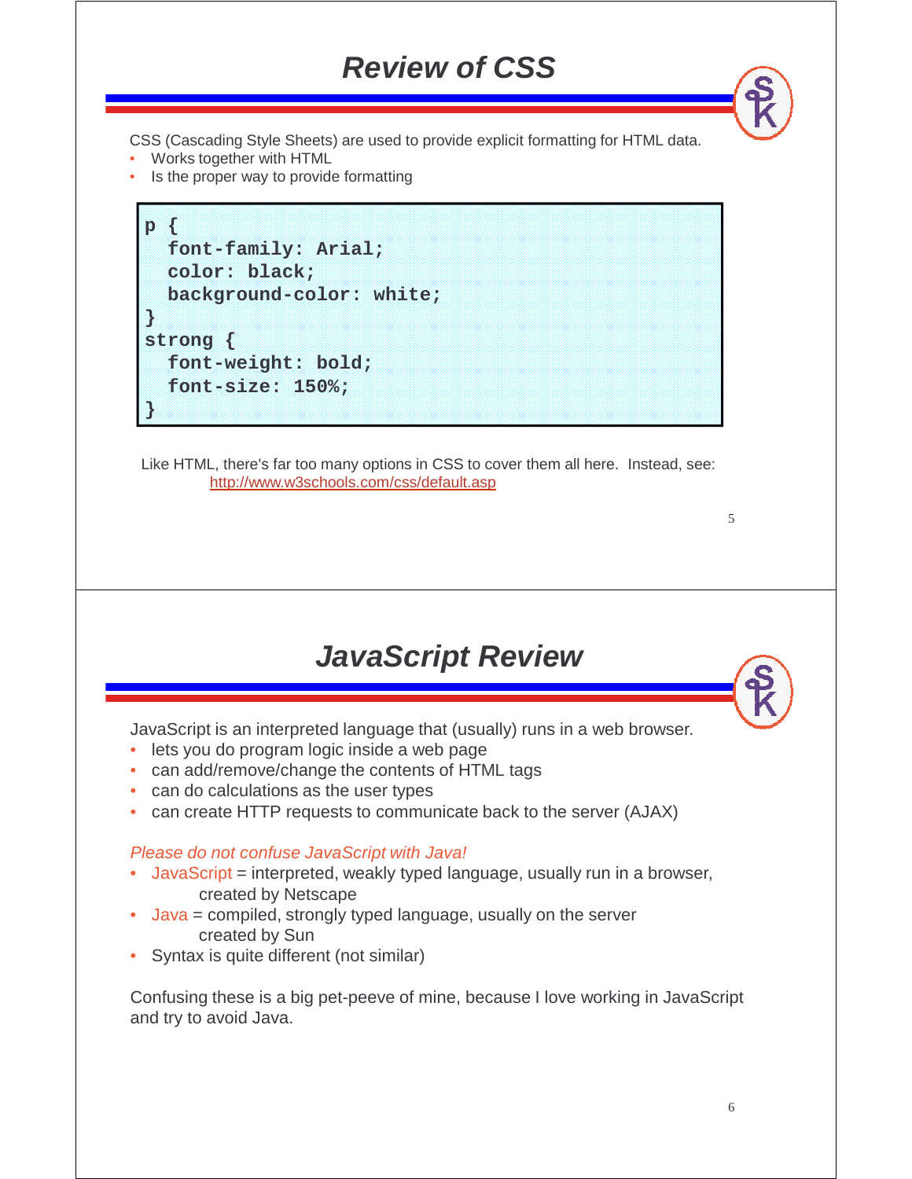# Review of CSS

CSS (Cascading Style Sheets) are used to provide explicit formatting for HTML data.

- Works together with HTML
- Is the proper way to provide formatting

```
p {
  font-family: Arial;
  color: black;
  background-color: white;
}
strong {
  font-weight: bold;
  font-size: 150%;
}
```

Like HTML, there's far too many options in CSS to cover them all here. Instead, see:
http://www.w3schools.com/css/default.asp

# JavaScript Review

JavaScript is an interpreted language that (usually) runs in a web browser.

- lets you do program logic inside a web page
- can add/remove/change the contents of HTML tags
- can do calculations as the user types
- can create HTTP requests to communicate back to the server (AJAX)

*Please do not confuse JavaScript with Java!*

- JavaScript = interpreted, weakly typed language, usually run in a browser, created by Netscape
- Java = compiled, strongly typed language, usually on the server created by Sun
- Syntax is quite different (not similar)

Confusing these is a big pet-peeve of mine, because I love working in JavaScript and try to avoid Java.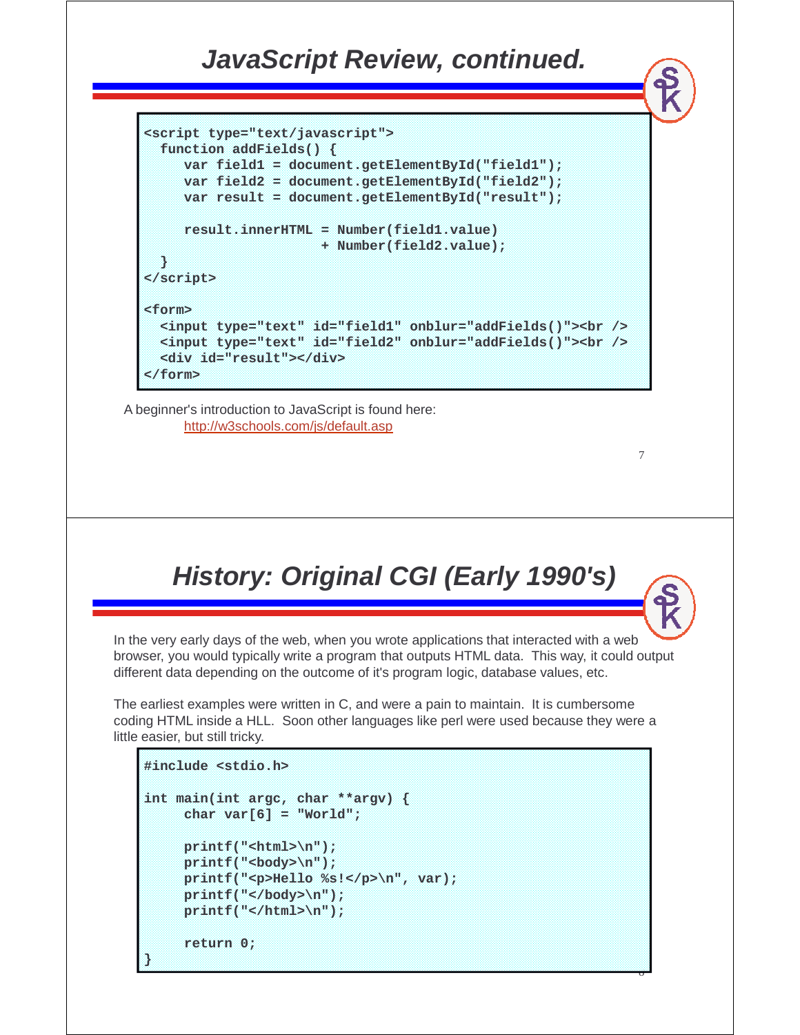## JavaScript Review, continued.

```
<script type="text/javascript">
  function addFields() {
     var field1 = document.getElementById("field1");
     var field2 = document.getElementById("field2");
     var result = document.getElementById("result");

     result.innerHTML = Number(field1.value)
                      + Number(field2.value);
  }
</script>

<form>
  <input type="text" id="field1" onblur="addFields()"><br />
  <input type="text" id="field2" onblur="addFields()"><br />
  <div id="result"></div>
</form>
```

A beginner's introduction to JavaScript is found here:
http://w3schools.com/js/default.asp

## History: Original CGI (Early 1990's)

In the very early days of the web, when you wrote applications that interacted with a web browser, you would typically write a program that outputs HTML data. This way, it could output different data depending on the outcome of it's program logic, database values, etc.

The earliest examples were written in C, and were a pain to maintain. It is cumbersome coding HTML inside a HLL. Soon other languages like perl were used because they were a little easier, but still tricky.

```
#include <stdio.h>

int main(int argc, char **argv) {
     char var[6] = "World";

     printf("<html>\n");
     printf("<body>\n");
     printf("<p>Hello %s!</p>\n", var);
     printf("</body>\n");
     printf("</html>\n");

     return 0;
}
```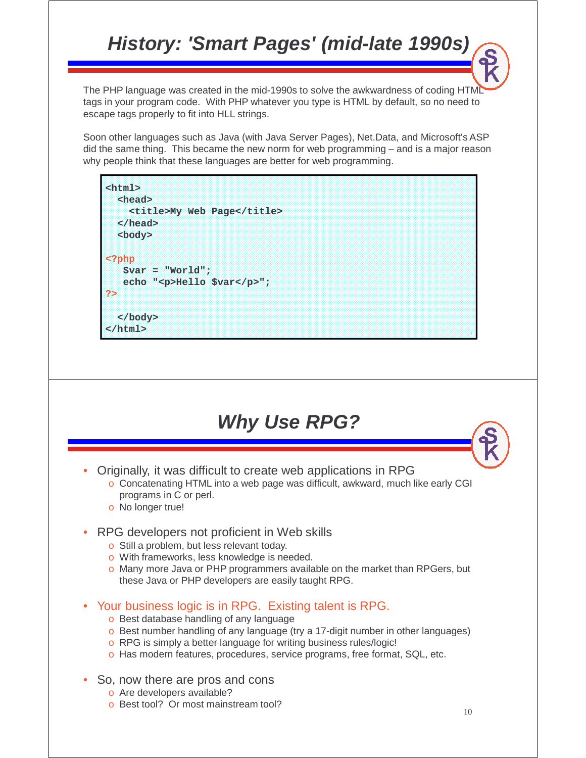## History: 'Smart Pages' (mid-late 1990s)

The PHP language was created in the mid-1990s to solve the awkwardness of coding HTML tags in your program code. With PHP whatever you type is HTML by default, so no need to escape tags properly to fit into HLL strings.

Soon other languages such as Java (with Java Server Pages), Net.Data, and Microsoft's ASP did the same thing. This became the new norm for web programming – and is a major reason why people think that these languages are better for web programming.

```
<html>
  <head>
    <title>My Web Page</title>
  </head>
  <body>

<?php
   $var = "World";
   echo "<p>Hello $var</p>";
?>

  </body>
</html>
```

## Why Use RPG?

- Originally, it was difficult to create web applications in RPG
  - Concatenating HTML into a web page was difficult, awkward, much like early CGI programs in C or perl.
  - No longer true!
- RPG developers not proficient in Web skills
  - Still a problem, but less relevant today.
  - With frameworks, less knowledge is needed.
  - Many more Java or PHP programmers available on the market than RPGers, but these Java or PHP developers are easily taught RPG.
- Your business logic is in RPG. Existing talent is RPG.
  - Best database handling of any language
  - Best number handling of any language (try a 17-digit number in other languages)
  - RPG is simply a better language for writing business rules/logic!
  - Has modern features, procedures, service programs, free format, SQL, etc.
- So, now there are pros and cons
  - Are developers available?
  - Best tool? Or most mainstream tool?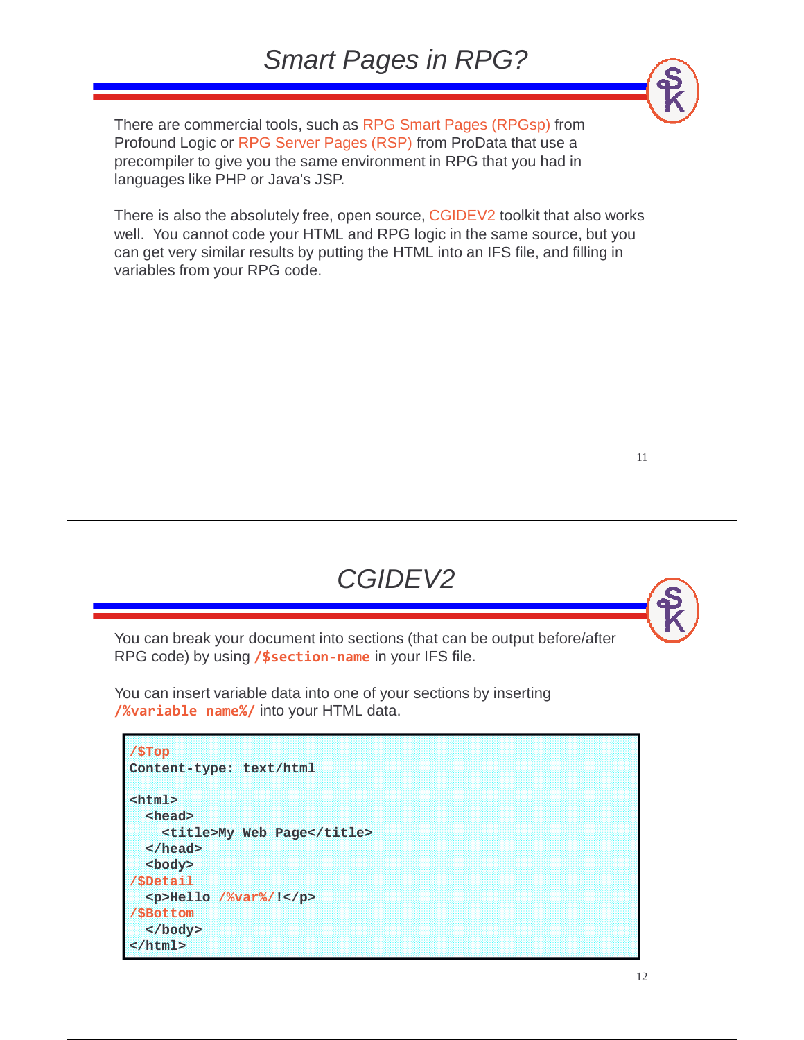# Smart Pages in RPG?

There are commercial tools, such as RPG Smart Pages (RPGsp) from Profound Logic or RPG Server Pages (RSP) from ProData that use a precompiler to give you the same environment in RPG that you had in languages like PHP or Java's JSP.

There is also the absolutely free, open source, CGIDEV2 toolkit that also works well. You cannot code your HTML and RPG logic in the same source, but you can get very similar results by putting the HTML into an IFS file, and filling in variables from your RPG code.

# CGIDEV2

You can break your document into sections (that can be output before/after RPG code) by using **`/$section-name`** in your IFS file.

You can insert variable data into one of your sections by inserting **`/%variable name%/`** into your HTML data.

```
/$Top
Content-type: text/html

<html>
  <head>
    <title>My Web Page</title>
  </head>
  <body>
/$Detail
  <p>Hello /%var%/!</p>
/$Bottom
  </body>
</html>
```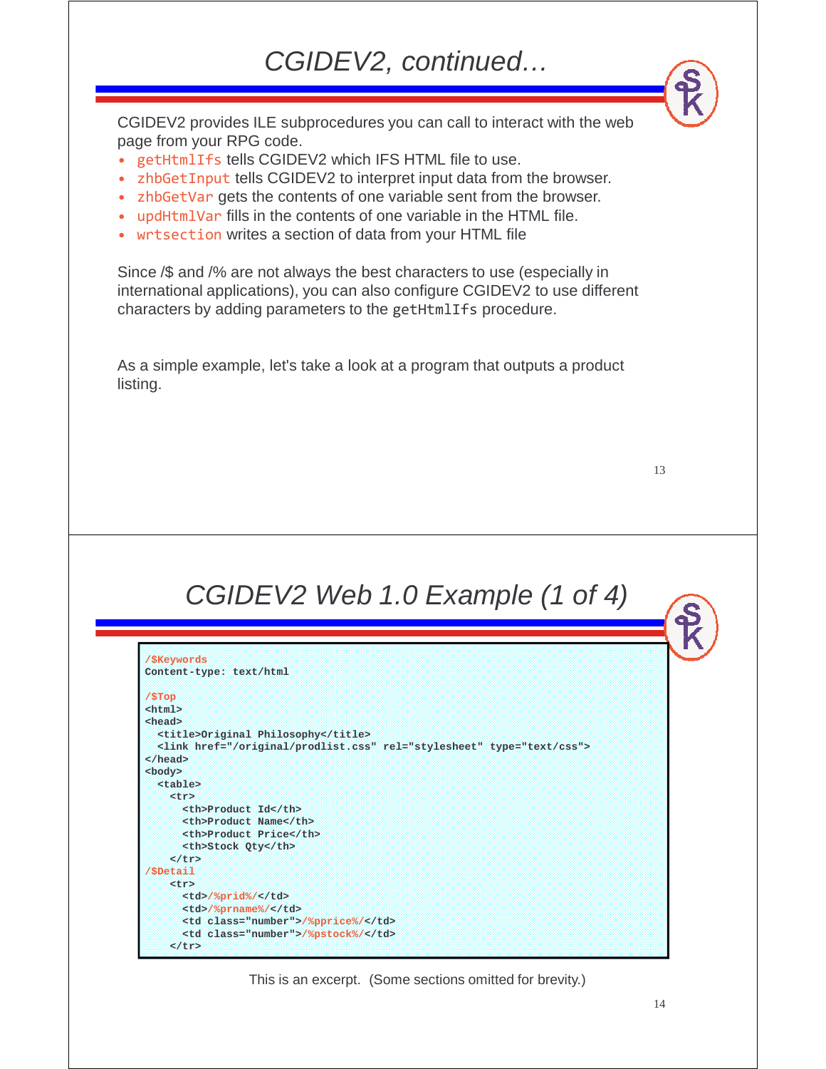# CGIDEV2, continued…

CGIDEV2 provides ILE subprocedures you can call to interact with the web page from your RPG code.

- `getHtmlIfs` tells CGIDEV2 which IFS HTML file to use.
- `zhbGetInput` tells CGIDEV2 to interpret input data from the browser.
- `zhbGetVar` gets the contents of one variable sent from the browser.
- `updHtmlVar` fills in the contents of one variable in the HTML file.
- `wrtsection` writes a section of data from your HTML file

Since /$ and /% are not always the best characters to use (especially in international applications), you can also configure CGIDEV2 to use different characters by adding parameters to the `getHtmlIfs` procedure.

As a simple example, let's take a look at a program that outputs a product listing.

# CGIDEV2 Web 1.0 Example (1 of 4)

```
/$Keywords
Content-type: text/html

/$Top
<html>
<head>
  <title>Original Philosophy</title>
  <link href="/original/prodlist.css" rel="stylesheet" type="text/css">
</head>
<body>
  <table>
    <tr>
      <th>Product Id</th>
      <th>Product Name</th>
      <th>Product Price</th>
      <th>Stock Qty</th>
    </tr>
/$Detail
    <tr>
      <td>/%prid%/</td>
      <td>/%prname%/</td>
      <td class="number">/%pprice%/</td>
      <td class="number">/%pstock%/</td>
    </tr>
```

This is an excerpt. (Some sections omitted for brevity.)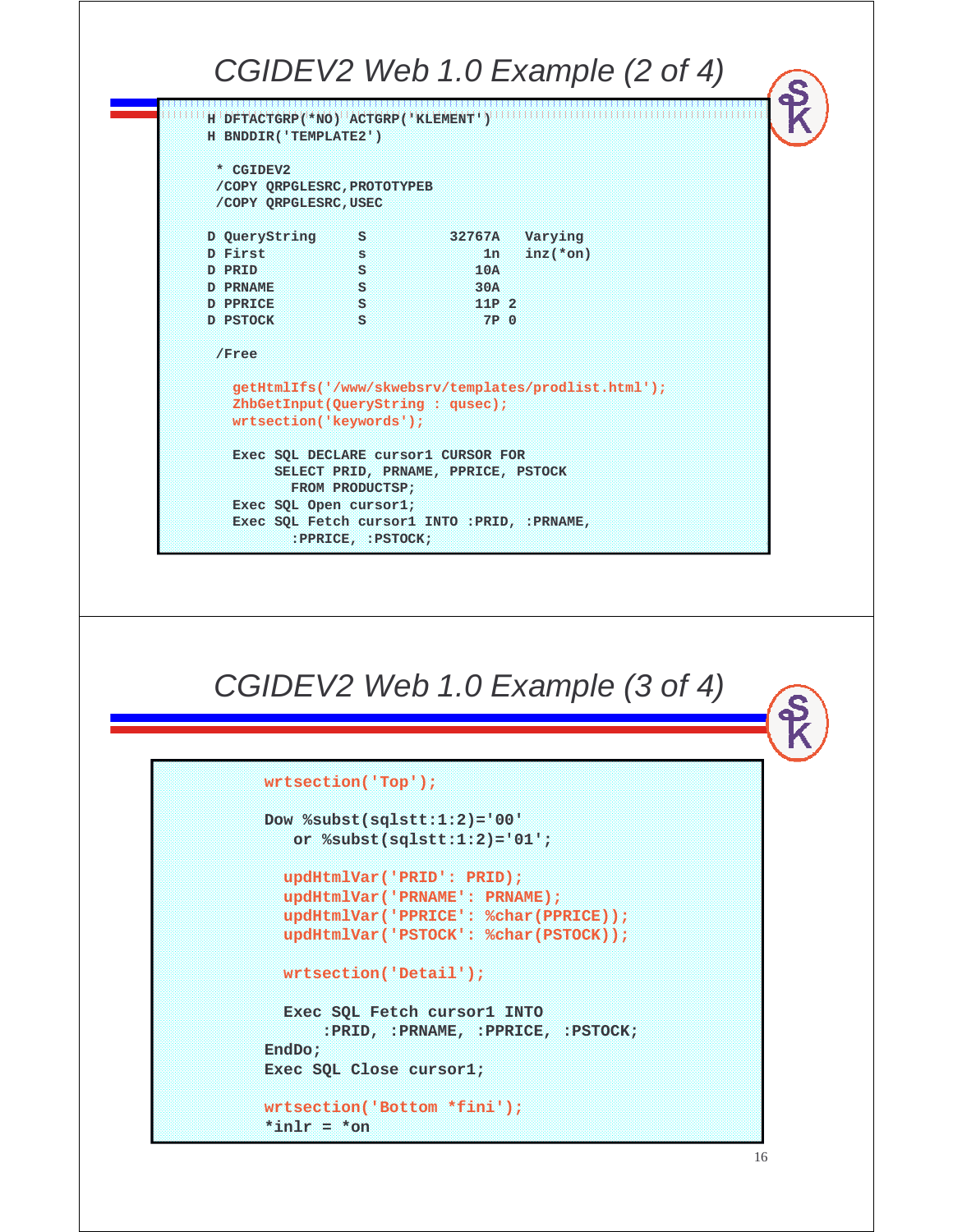# CGIDEV2 Web 1.0 Example (2 of 4)

```
H DFTACTGRP(*NO) ACTGRP('KLEMENT')
H BNDDIR('TEMPLATE2')

 * CGIDEV2
 /COPY QRPGLESRC,PROTOTYPEB
 /COPY QRPGLESRC,USEC

D QueryString     S          32767A   Varying
D First           s              1n   inz(*on)
D PRID            S             10A
D PRNAME          S             30A
D PPRICE          S             11P 2
D PSTOCK          S              7P 0

 /Free

   getHtmlIfs('/www/skwebsrv/templates/prodlist.html');
   ZhbGetInput(QueryString : qusec);
   wrtsection('keywords');

   Exec SQL DECLARE cursor1 CURSOR FOR
        SELECT PRID, PRNAME, PPRICE, PSTOCK
          FROM PRODUCTSP;
   Exec SQL Open cursor1;
   Exec SQL Fetch cursor1 INTO :PRID, :PRNAME,
          :PPRICE, :PSTOCK;
```

# CGIDEV2 Web 1.0 Example (3 of 4)

```
wrtsection('Top');

Dow %subst(sqlstt:1:2)='00'
   or %subst(sqlstt:1:2)='01';

  updHtmlVar('PRID': PRID);
  updHtmlVar('PRNAME': PRNAME);
  updHtmlVar('PPRICE': %char(PPRICE));
  updHtmlVar('PSTOCK': %char(PSTOCK));

  wrtsection('Detail');

  Exec SQL Fetch cursor1 INTO
      :PRID, :PRNAME, :PPRICE, :PSTOCK;
EndDo;
Exec SQL Close cursor1;

wrtsection('Bottom *fini');
*inlr = *on
```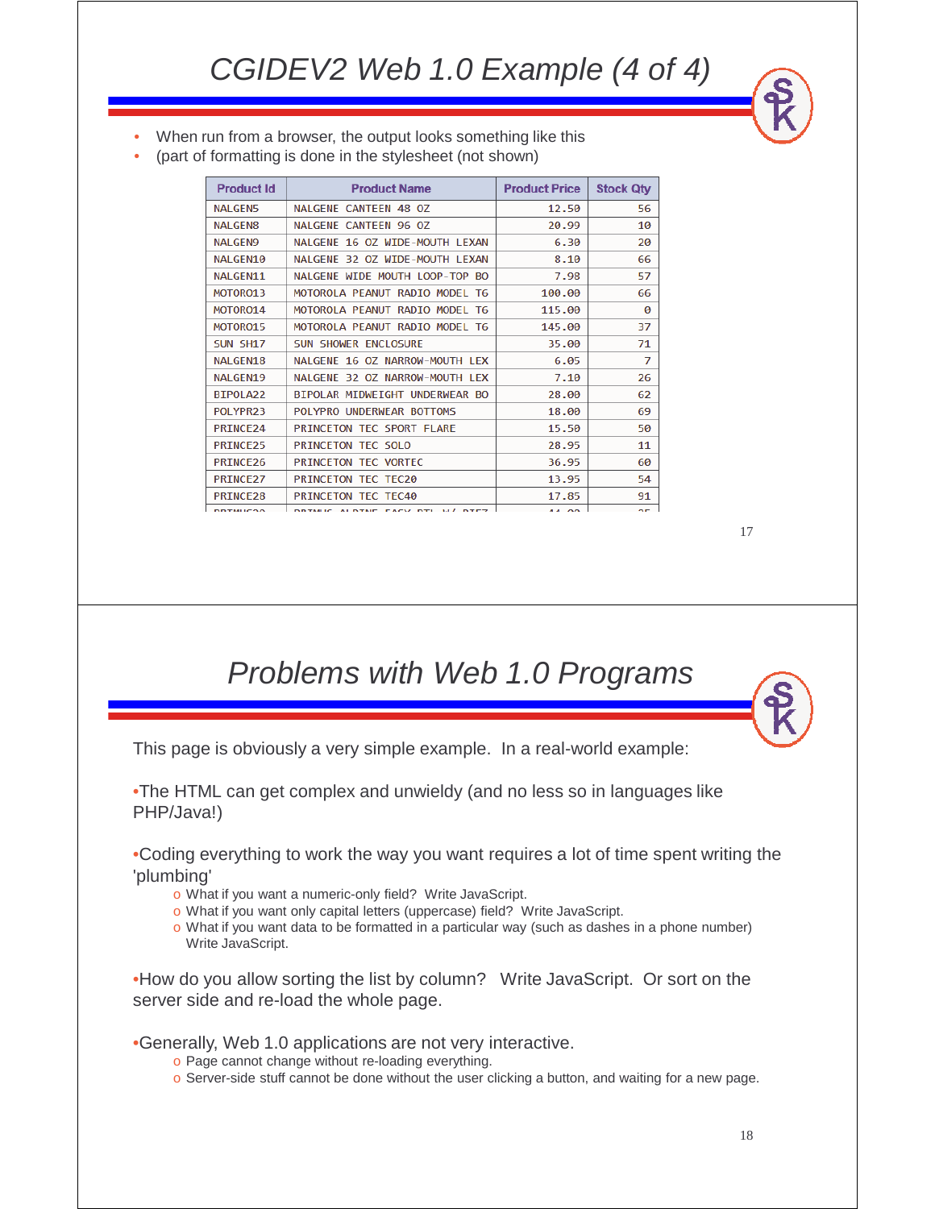# CGIDEV2 Web 1.0 Example (4 of 4)

- When run from a browser, the output looks something like this
- (part of formatting is done in the stylesheet (not shown)

| Product Id | Product Name | Product Price | Stock Qty |
|---|---|---|---|
| NALGEN5 | NALGENE CANTEEN 48 OZ | 12.50 | 56 |
| NALGEN8 | NALGENE CANTEEN 96 OZ | 20.99 | 10 |
| NALGEN9 | NALGENE 16 OZ WIDE-MOUTH LEXAN | 6.30 | 20 |
| NALGEN10 | NALGENE 32 OZ WIDE-MOUTH LEXAN | 8.10 | 66 |
| NALGEN11 | NALGENE WIDE MOUTH LOOP-TOP BO | 7.98 | 57 |
| MOTORO13 | MOTOROLA PEANUT RADIO MODEL T6 | 100.00 | 66 |
| MOTORO14 | MOTOROLA PEANUT RADIO MODEL T6 | 115.00 | 0 |
| MOTORO15 | MOTOROLA PEANUT RADIO MODEL T6 | 145.00 | 37 |
| SUN SH17 | SUN SHOWER ENCLOSURE | 35.00 | 71 |
| NALGEN18 | NALGENE 16 OZ NARROW-MOUTH LEX | 6.05 | 7 |
| NALGEN19 | NALGENE 32 OZ NARROW-MOUTH LEX | 7.10 | 26 |
| BIPOLA22 | BIPOLAR MIDWEIGHT UNDERWEAR BO | 28.00 | 62 |
| POLYPR23 | POLYPRO UNDERWEAR BOTTOMS | 18.00 | 69 |
| PRINCE24 | PRINCETON TEC SPORT FLARE | 15.50 | 50 |
| PRINCE25 | PRINCETON TEC SOLO | 28.95 | 11 |
| PRINCE26 | PRINCETON TEC VORTEC | 36.95 | 60 |
| PRINCE27 | PRINCETON TEC TEC20 | 13.95 | 54 |
| PRINCE28 | PRINCETON TEC TEC40 | 17.85 | 91 |

# Problems with Web 1.0 Programs

This page is obviously a very simple example. In a real-world example:

- The HTML can get complex and unwieldy (and no less so in languages like PHP/Java!)

- Coding everything to work the way you want requires a lot of time spent writing the 'plumbing'
  - What if you want a numeric-only field? Write JavaScript.
  - What if you want only capital letters (uppercase) field? Write JavaScript.
  - What if you want data to be formatted in a particular way (such as dashes in a phone number) Write JavaScript.

- How do you allow sorting the list by column? Write JavaScript. Or sort on the server side and re-load the whole page.

- Generally, Web 1.0 applications are not very interactive.
  - Page cannot change without re-loading everything.
  - Server-side stuff cannot be done without the user clicking a button, and waiting for a new page.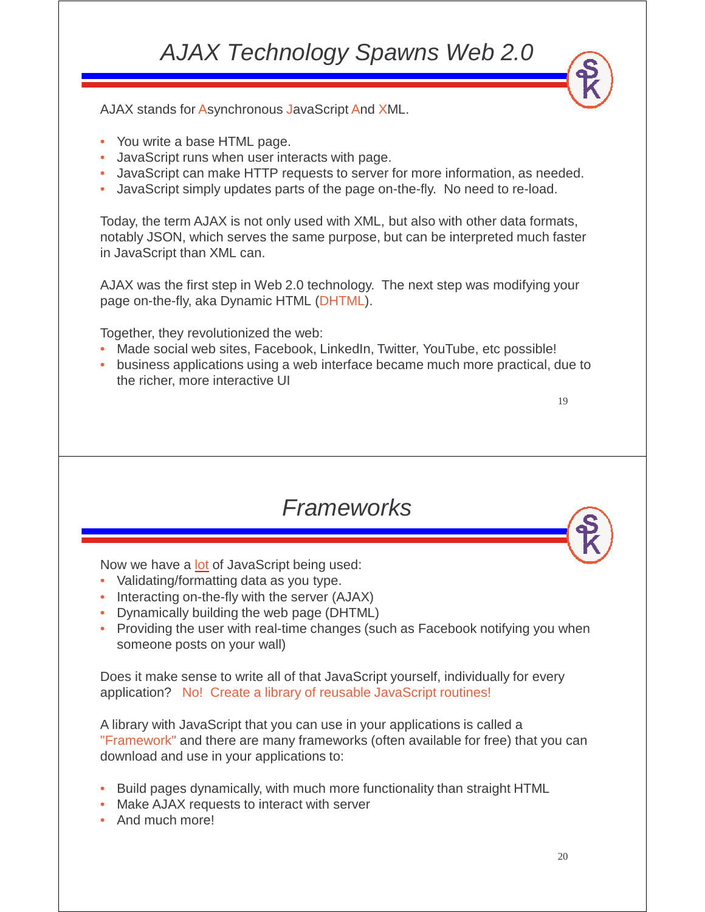# AJAX Technology Spawns Web 2.0

AJAX stands for Asynchronous JavaScript And XML.

- You write a base HTML page.
- JavaScript runs when user interacts with page.
- JavaScript can make HTTP requests to server for more information, as needed.
- JavaScript simply updates parts of the page on-the-fly. No need to re-load.

Today, the term AJAX is not only used with XML, but also with other data formats, notably JSON, which serves the same purpose, but can be interpreted much faster in JavaScript than XML can.

AJAX was the first step in Web 2.0 technology. The next step was modifying your page on-the-fly, aka Dynamic HTML (DHTML).

Together, they revolutionized the web:

- Made social web sites, Facebook, LinkedIn, Twitter, YouTube, etc possible!
- business applications using a web interface became much more practical, due to the richer, more interactive UI

# Frameworks

Now we have a lot of JavaScript being used:

- Validating/formatting data as you type.
- Interacting on-the-fly with the server (AJAX)
- Dynamically building the web page (DHTML)
- Providing the user with real-time changes (such as Facebook notifying you when someone posts on your wall)

Does it make sense to write all of that JavaScript yourself, individually for every application? No! Create a library of reusable JavaScript routines!

A library with JavaScript that you can use in your applications is called a "Framework" and there are many frameworks (often available for free) that you can download and use in your applications to:

- Build pages dynamically, with much more functionality than straight HTML
- Make AJAX requests to interact with server
- And much more!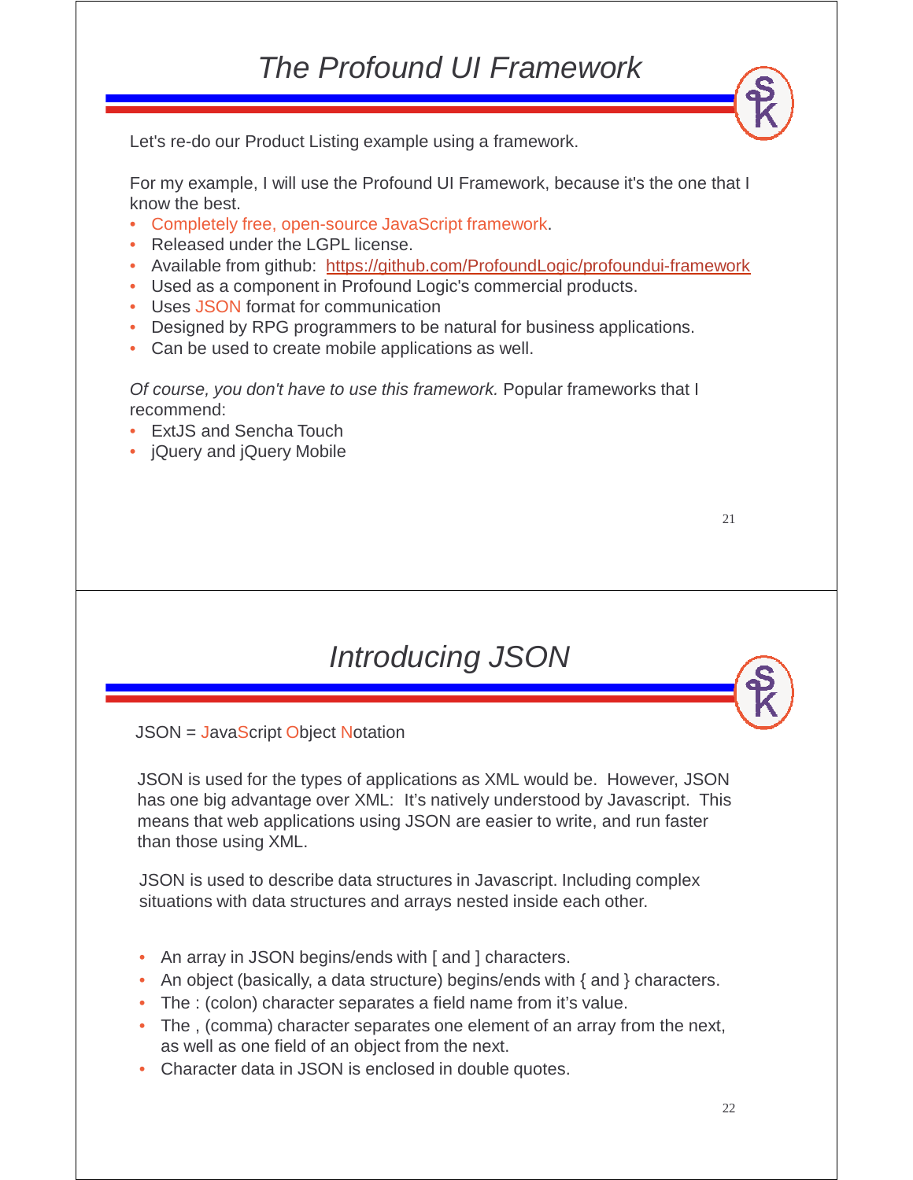# The Profound UI Framework

Let's re-do our Product Listing example using a framework.

For my example, I will use the Profound UI Framework, because it's the one that I know the best.

- Completely free, open-source JavaScript framework.
- Released under the LGPL license.
- Available from github: https://github.com/ProfoundLogic/profoundui-framework
- Used as a component in Profound Logic's commercial products.
- Uses JSON format for communication
- Designed by RPG programmers to be natural for business applications.
- Can be used to create mobile applications as well.

*Of course, you don't have to use this framework.* Popular frameworks that I recommend:

- ExtJS and Sencha Touch
- jQuery and jQuery Mobile

# Introducing JSON

JSON = JavaScript Object Notation

JSON is used for the types of applications as XML would be. However, JSON has one big advantage over XML: It's natively understood by Javascript. This means that web applications using JSON are easier to write, and run faster than those using XML.

JSON is used to describe data structures in Javascript. Including complex situations with data structures and arrays nested inside each other.

- An array in JSON begins/ends with [ and ] characters.
- An object (basically, a data structure) begins/ends with { and } characters.
- The : (colon) character separates a field name from it's value.
- The , (comma) character separates one element of an array from the next, as well as one field of an object from the next.
- Character data in JSON is enclosed in double quotes.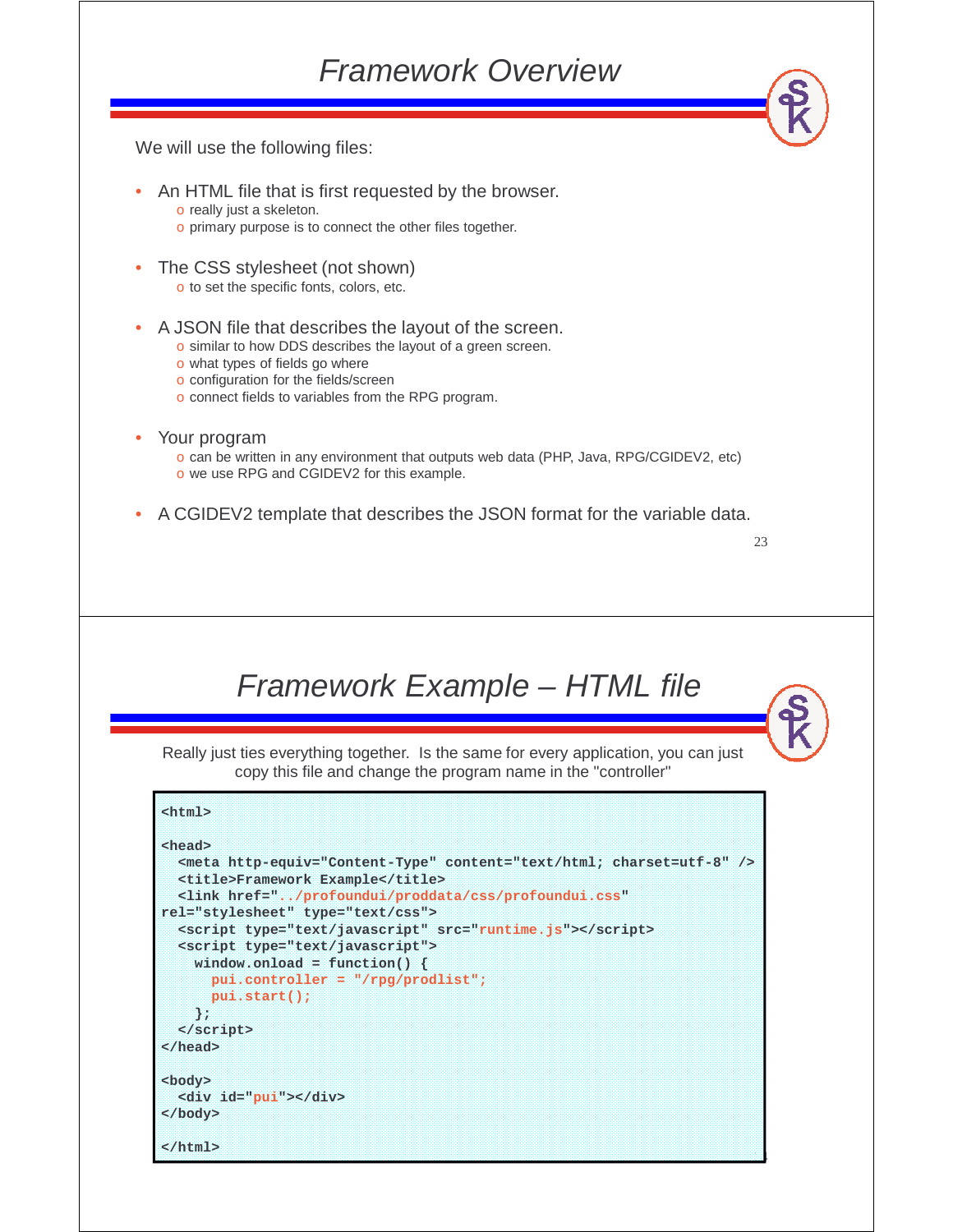# Framework Overview

We will use the following files:

- An HTML file that is first requested by the browser.
  - really just a skeleton.
  - primary purpose is to connect the other files together.
- The CSS stylesheet (not shown)
  - to set the specific fonts, colors, etc.
- A JSON file that describes the layout of the screen.
  - similar to how DDS describes the layout of a green screen.
  - what types of fields go where
  - configuration for the fields/screen
  - connect fields to variables from the RPG program.
- Your program
  - can be written in any environment that outputs web data (PHP, Java, RPG/CGIDEV2, etc)
  - we use RPG and CGIDEV2 for this example.
- A CGIDEV2 template that describes the JSON format for the variable data.

# Framework Example – HTML file

Really just ties everything together. Is the same for every application, you can just copy this file and change the program name in the "controller"

```
<html>

<head>
  <meta http-equiv="Content-Type" content="text/html; charset=utf-8" />
  <title>Framework Example</title>
  <link href="../profoundui/proddata/css/profoundui.css"
rel="stylesheet" type="text/css">
  <script type="text/javascript" src="runtime.js"></script>
  <script type="text/javascript">
    window.onload = function() {
      pui.controller = "/rpg/prodlist";
      pui.start();
    };
  </script>
</head>

<body>
  <div id="pui"></div>
</body>

</html>
```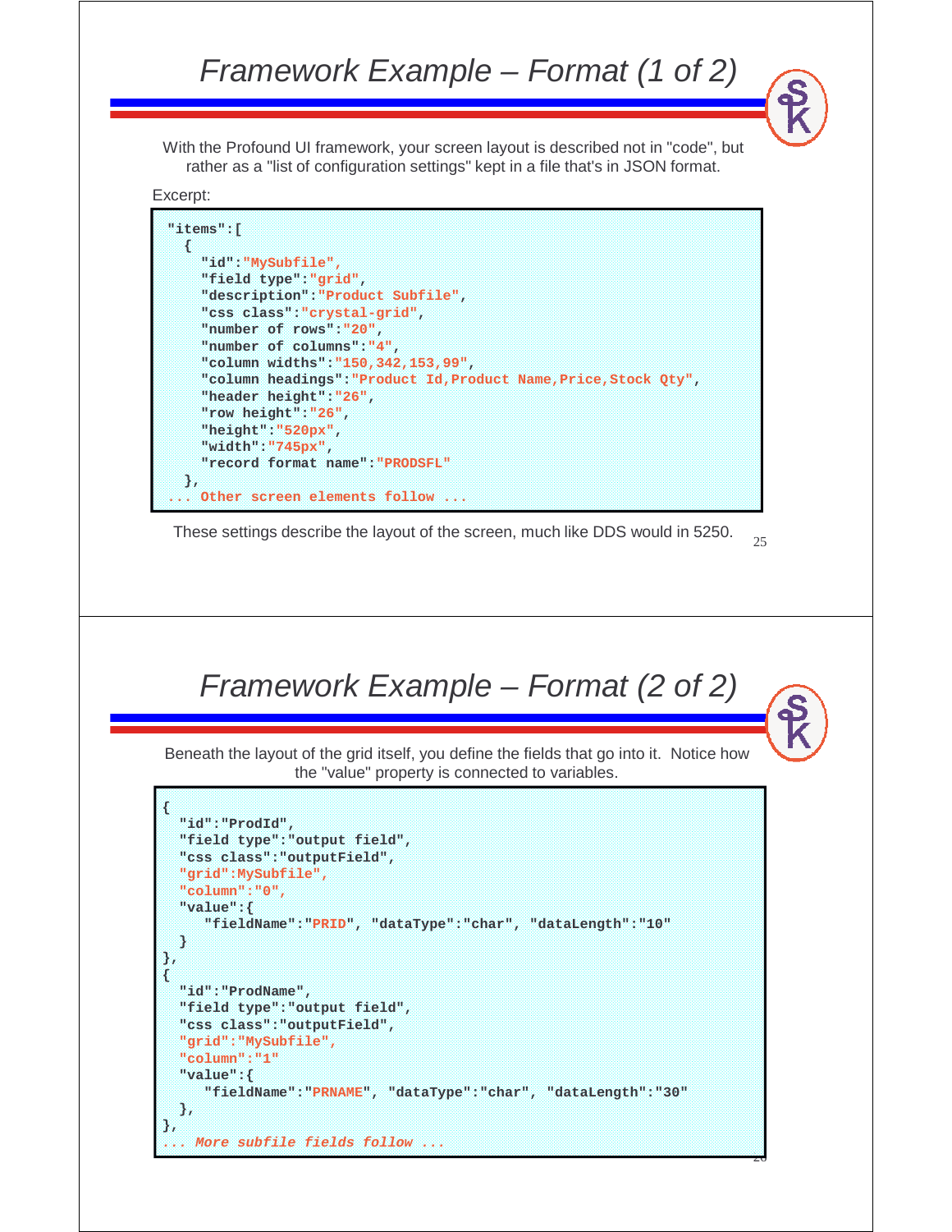# Framework Example – Format (1 of 2)

With the Profound UI framework, your screen layout is described not in "code", but rather as a "list of configuration settings" kept in a file that's in JSON format.

Excerpt:

```
"items":[
  {
    "id":"MySubfile",
    "field type":"grid",
    "description":"Product Subfile",
    "css class":"crystal-grid",
    "number of rows":"20",
    "number of columns":"4",
    "column widths":"150,342,153,99",
    "column headings":"Product Id,Product Name,Price,Stock Qty",
    "header height":"26",
    "row height":"26",
    "height":"520px",
    "width":"745px",
    "record format name":"PRODSFL"
  },
... Other screen elements follow ...
```

These settings describe the layout of the screen, much like DDS would in 5250.

# Framework Example – Format (2 of 2)

Beneath the layout of the grid itself, you define the fields that go into it. Notice how the "value" property is connected to variables.

```
{
  "id":"ProdId",
  "field type":"output field",
  "css class":"outputField",
  "grid":MySubfile",
  "column":"0",
  "value":{
     "fieldName":"PRID", "dataType":"char", "dataLength":"10"
  }
},
{
  "id":"ProdName",
  "field type":"output field",
  "css class":"outputField",
  "grid":"MySubfile",
  "column":"1"
  "value":{
     "fieldName":"PRNAME", "dataType":"char", "dataLength":"30"
  },
},
... More subfile fields follow ...
```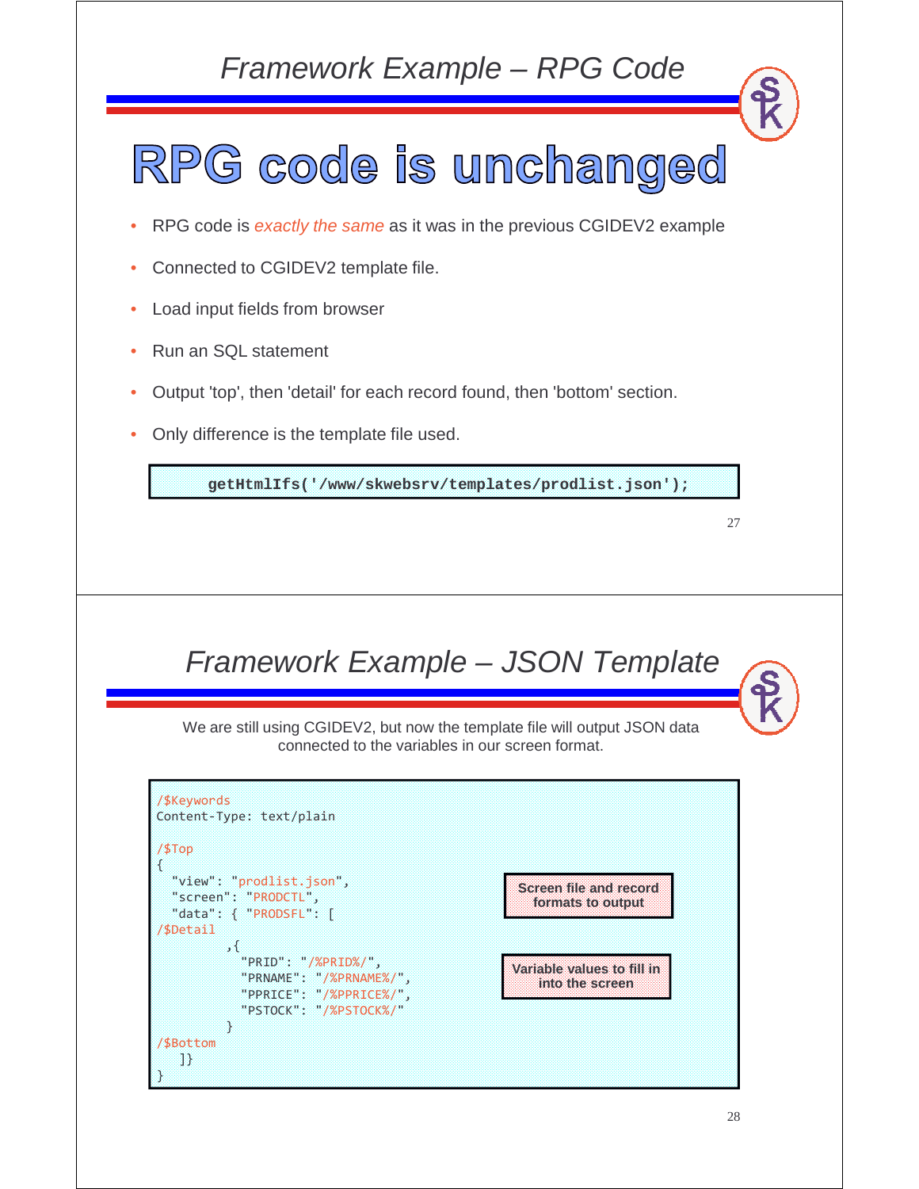## Framework Example – RPG Code

# RPG code is unchanged

- RPG code is *exactly the same* as it was in the previous CGIDEV2 example
- Connected to CGIDEV2 template file.
- Load input fields from browser
- Run an SQL statement
- Output 'top', then 'detail' for each record found, then 'bottom' section.
- Only difference is the template file used.

```
getHtmlIfs('/www/skwebsrv/templates/prodlist.json');
```

## Framework Example – JSON Template

We are still using CGIDEV2, but now the template file will output JSON data connected to the variables in our screen format.

```
/$Keywords
Content-Type: text/plain

/$Top
{
  "view": "prodlist.json",
  "screen": "PRODCTL",
  "data": { "PRODSFL": [
/$Detail
         ,{
           "PRID": "/%PRID%/",
           "PRNAME": "/%PRNAME%/",
           "PPRICE": "/%PPRICE%/",
           "PSTOCK": "/%PSTOCK%/"
         }
/$Bottom
   ]}
}
```

**Screen file and record formats to output**

**Variable values to fill in into the screen**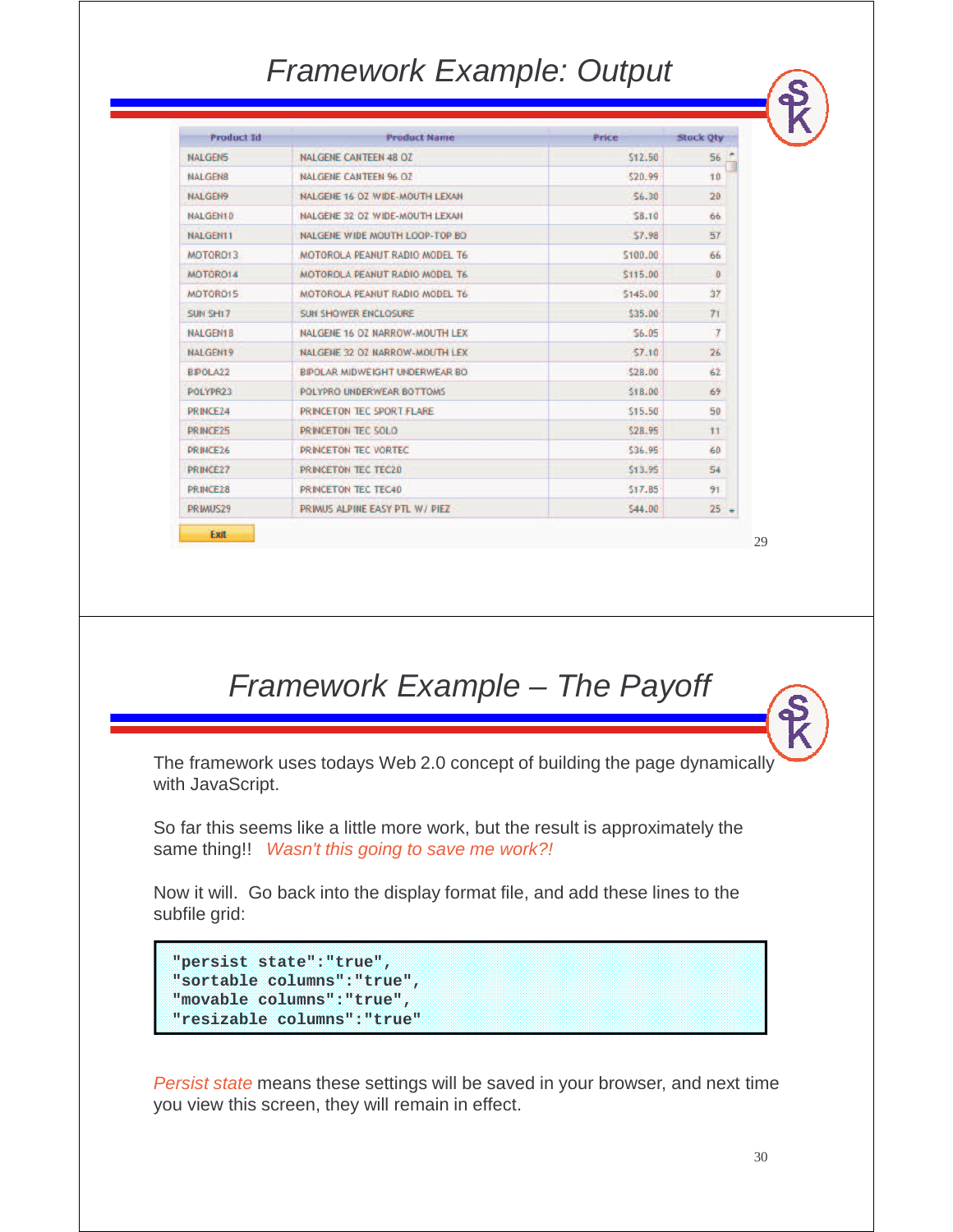# Framework Example: Output

| Product Id | Product Name | Price | Stock Qty |
|---|---|---|---|
| NALGEN5 | NALGENE CANTEEN 48 OZ | $12.50 | 56 |
| NALGEN8 | NALGENE CANTEEN 96 OZ | $20.99 | 10 |
| NALGEN9 | NALGENE 16 OZ WIDE-MOUTH LEXAN | $6.30 | 20 |
| NALGEN10 | NALGENE 32 OZ WIDE-MOUTH LEXAN | $8.10 | 66 |
| NALGEN11 | NALGENE WIDE MOUTH LOOP-TOP BO | $7.98 | 57 |
| MOTORO13 | MOTOROLA PEANUT RADIO MODEL T6 | $100.00 | 66 |
| MOTORO14 | MOTOROLA PEANUT RADIO MODEL T6 | $115.00 | 0 |
| MOTORO15 | MOTOROLA PEANUT RADIO MODEL T6 | $145.00 | 37 |
| SUN SH17 | SUN SHOWER ENCLOSURE | $35.00 | 71 |
| NALGEN18 | NALGENE 16 OZ NARROW-MOUTH LEX | $6.05 | 7 |
| NALGEN19 | NALGENE 32 OZ NARROW-MOUTH LEX | $7.10 | 26 |
| BIPOLA22 | BIPOLAR MIDWEIGHT UNDERWEAR BO | $28.00 | 62 |
| POLYPR23 | POLYPRO UNDERWEAR BOTTOMS | $18.00 | 69 |
| PRINCE24 | PRINCETON TEC SPORT FLARE | $15.50 | 50 |
| PRINCE25 | PRINCETON TEC SOLO | $28.95 | 11 |
| PRINCE26 | PRINCETON TEC VORTEC | $36.95 | 60 |
| PRINCE27 | PRINCETON TEC TEC20 | $13.95 | 54 |
| PRINCE28 | PRINCETON TEC TEC40 | $17.85 | 91 |
| PRIMUS29 | PRIMUS ALPINE EASY PTL W/ PIEZ | $44.00 | 25 |

Exit

# Framework Example – The Payoff

The framework uses todays Web 2.0 concept of building the page dynamically with JavaScript.

So far this seems like a little more work, but the result is approximately the same thing!! *Wasn't this going to save me work?!*

Now it will. Go back into the display format file, and add these lines to the subfile grid:

```
"persist state":"true",
"sortable columns":"true",
"movable columns":"true",
"resizable columns":"true"
```

*Persist state* means these settings will be saved in your browser, and next time you view this screen, they will remain in effect.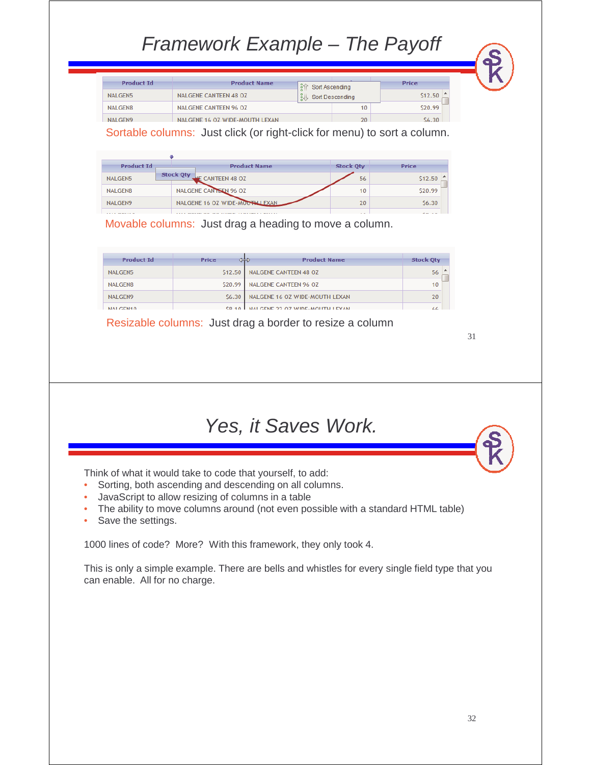# Framework Example – The Payoff

| Product Id | Product Name | Stock Qty | Price |
|---|---|---|---|
| NALGEN5 | NALGENE CANTEEN 48 OZ | | $12.50 |
| NALGEN8 | NALGENE CANTEEN 96 OZ | 10 | $20.99 |
| NALGEN9 | NALGENE 16 OZ WIDE-MOUTH LEXAN | 20 | $6.30 |

Sort Ascending
Sort Descending

Sortable columns: Just click (or right-click for menu) to sort a column.

| Product Id | Product Name | Stock Qty | Price |
|---|---|---|---|
| NALGEN5 | NALGENE CANTEEN 48 OZ | 56 | $12.50 |
| NALGEN8 | NALGENE CANTEEN 96 OZ | 10 | $20.99 |
| NALGEN9 | NALGENE 16 OZ WIDE-MOUTH LEXAN | 20 | $6.30 |

Movable columns: Just drag a heading to move a column.

| Product Id | Price | Product Name | Stock Qty |
|---|---|---|---|
| NALGEN5 | $12.50 | NALGENE CANTEEN 48 OZ | 56 |
| NALGEN8 | $20.99 | NALGENE CANTEEN 96 OZ | 10 |
| NALGEN9 | $6.30 | NALGENE 16 OZ WIDE-MOUTH LEXAN | 20 |

Resizable columns: Just drag a border to resize a column

# Yes, it Saves Work.

Think of what it would take to code that yourself, to add:

- Sorting, both ascending and descending on all columns.
- JavaScript to allow resizing of columns in a table
- The ability to move columns around (not even possible with a standard HTML table)
- Save the settings.

1000 lines of code? More? With this framework, they only took 4.

This is only a simple example. There are bells and whistles for every single field type that you can enable. All for no charge.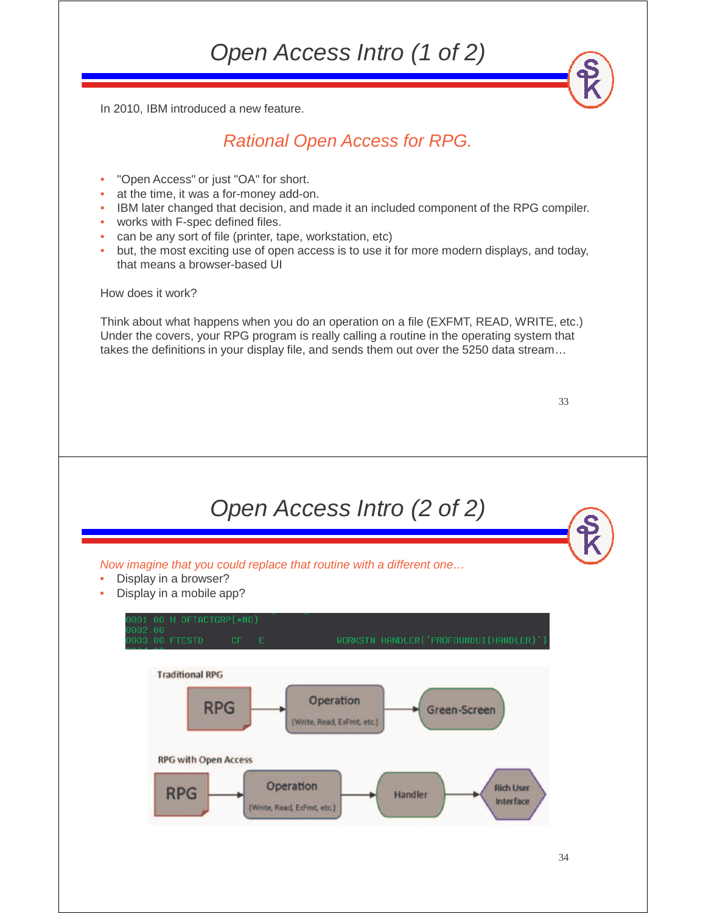# Open Access Intro (1 of 2)

In 2010, IBM introduced a new feature.

## *Rational Open Access for RPG.*

- "Open Access" or just "OA" for short.
- at the time, it was a for-money add-on.
- IBM later changed that decision, and made it an included component of the RPG compiler.
- works with F-spec defined files.
- can be any sort of file (printer, tape, workstation, etc)
- but, the most exciting use of open access is to use it for more modern displays, and today, that means a browser-based UI

How does it work?

Think about what happens when you do an operation on a file (EXFMT, READ, WRITE, etc.) Under the covers, your RPG program is really calling a routine in the operating system that takes the definitions in your display file, and sends them out over the 5250 data stream…

# Open Access Intro (2 of 2)

*Now imagine that you could replace that routine with a different one…*

- Display in a browser?
- Display in a mobile app?

```
0001.00 H DFTACTGRP(*NO)
0002.00
0003.00 FTESTD     CF   E             WORKSTN HANDLER('PROFOUNDUI(HANDLER)')
```

Traditional RPG

RPG → Operation (Write, Read, ExFmt, etc.) → Green-Screen

RPG with Open Access

RPG → Operation (Write, Read, ExFmt, etc.) → Handler → Rich User Interface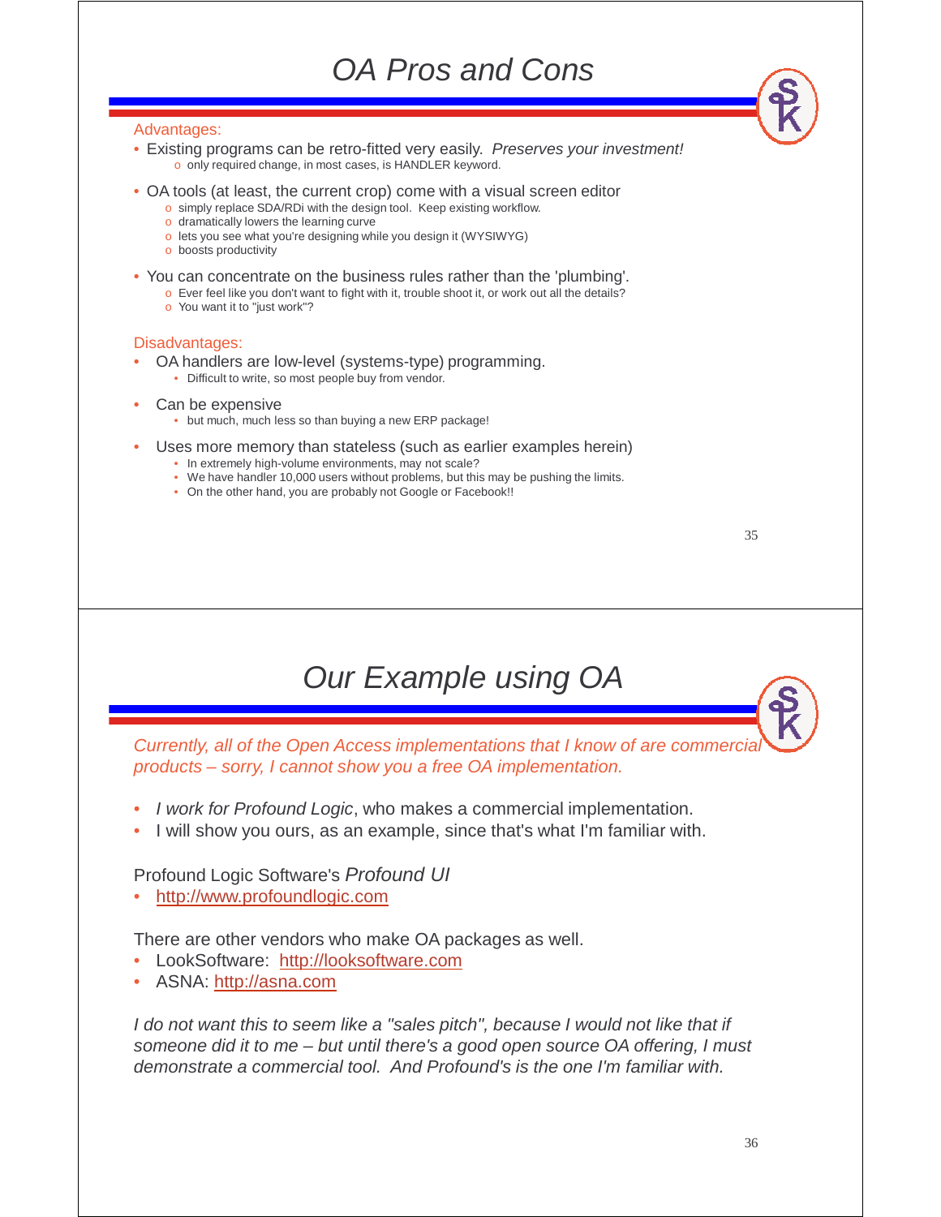# OA Pros and Cons

Advantages:

- Existing programs can be retro-fitted very easily. *Preserves your investment!*
  - only required change, in most cases, is HANDLER keyword.
- OA tools (at least, the current crop) come with a visual screen editor
  - simply replace SDA/RDi with the design tool. Keep existing workflow.
  - dramatically lowers the learning curve
  - lets you see what you're designing while you design it (WYSIWYG)
  - boosts productivity
- You can concentrate on the business rules rather than the 'plumbing'.
  - Ever feel like you don't want to fight with it, trouble shoot it, or work out all the details?
  - You want it to "just work"?

Disadvantages:

- OA handlers are low-level (systems-type) programming.
  - Difficult to write, so most people buy from vendor.
- Can be expensive
  - but much, much less so than buying a new ERP package!
- Uses more memory than stateless (such as earlier examples herein)
  - In extremely high-volume environments, may not scale?
  - We have handler 10,000 users without problems, but this may be pushing the limits.
  - On the other hand, you are probably not Google or Facebook!!

# Our Example using OA

*Currently, all of the Open Access implementations that I know of are commercial products – sorry, I cannot show you a free OA implementation.*

- *I work for Profound Logic*, who makes a commercial implementation.
- I will show you ours, as an example, since that's what I'm familiar with.

Profound Logic Software's *Profound UI*

- http://www.profoundlogic.com

There are other vendors who make OA packages as well.

- LookSoftware: http://looksoftware.com
- ASNA: http://asna.com

*I do not want this to seem like a "sales pitch", because I would not like that if someone did it to me – but until there's a good open source OA offering, I must demonstrate a commercial tool. And Profound's is the one I'm familiar with.*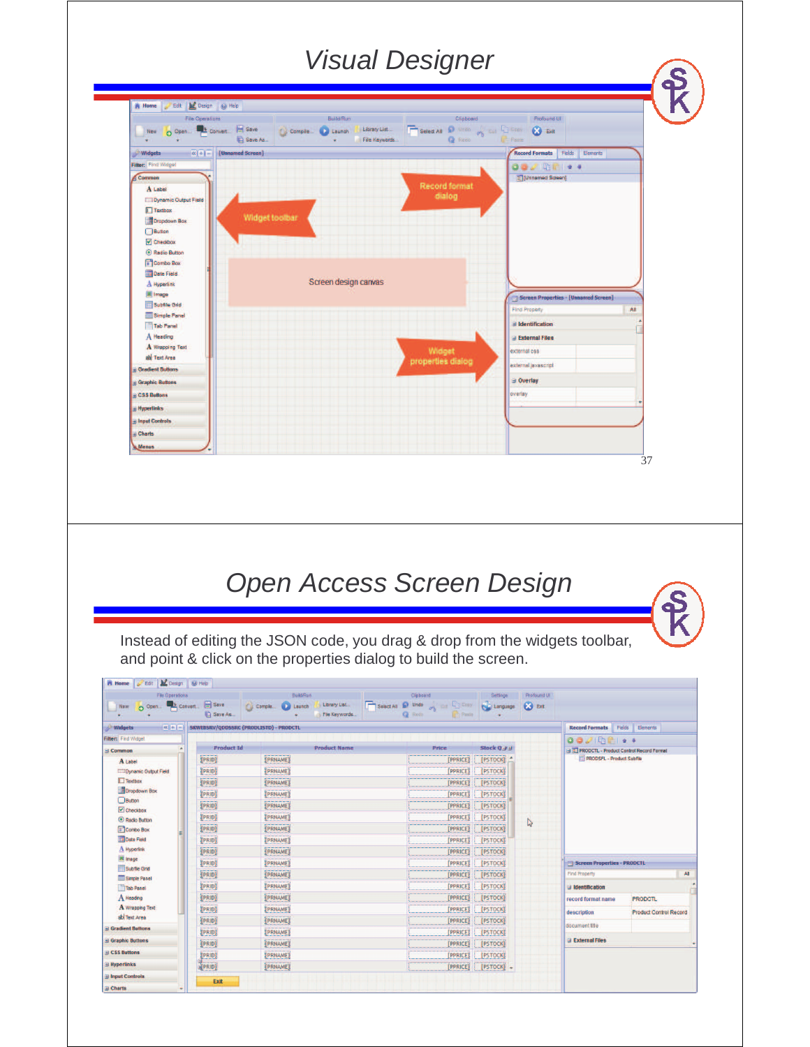# Visual Designer

# Open Access Screen Design

Instead of editing the JSON code, you drag & drop from the widgets toolbar, and point & click on the properties dialog to build the screen.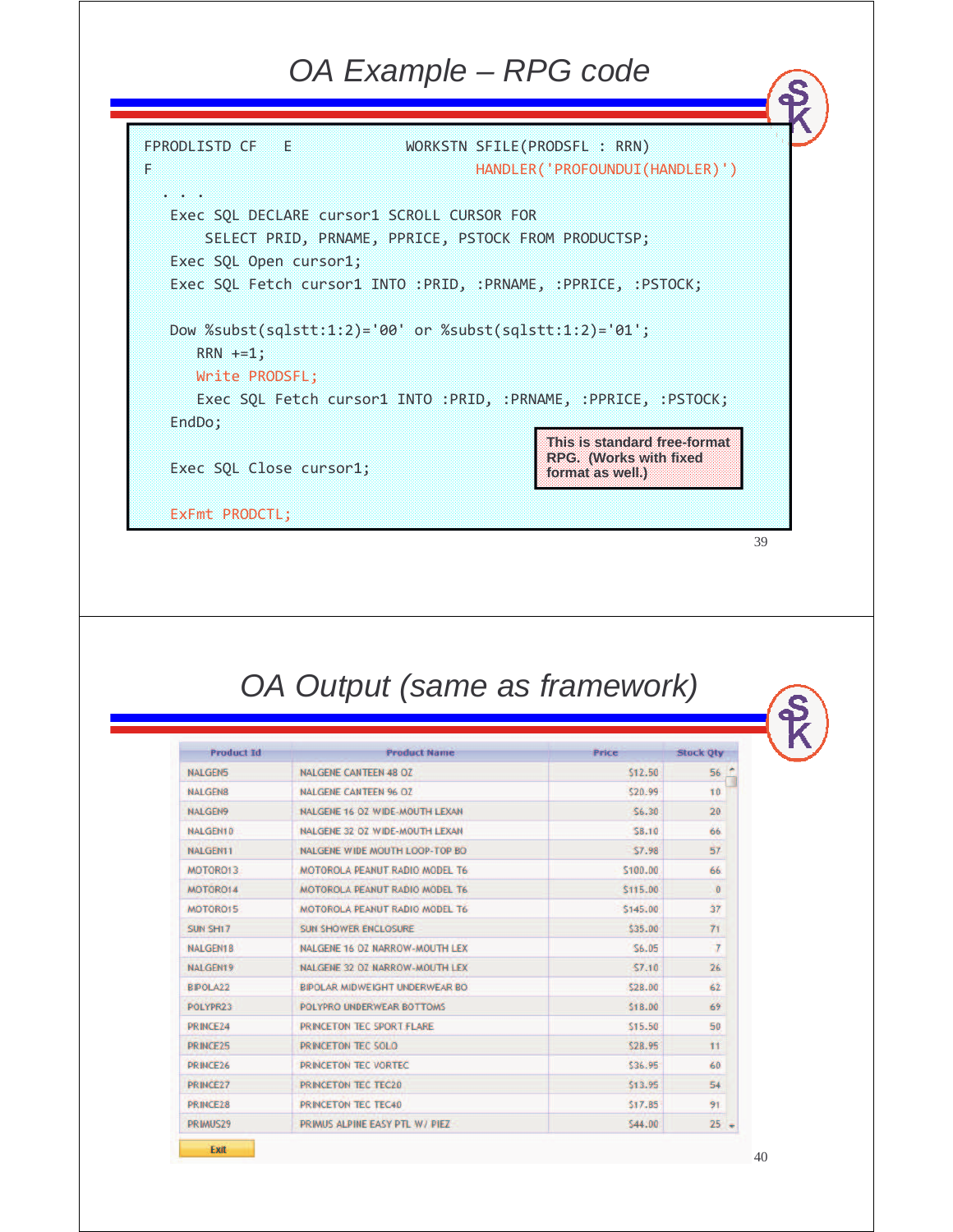# OA Example – RPG code

```
FPRODLISTD CF   E             WORKSTN SFILE(PRODSFL : RRN)
F                                     HANDLER('PROFOUNDUI(HANDLER)')
  . . .
   Exec SQL DECLARE cursor1 SCROLL CURSOR FOR
       SELECT PRID, PRNAME, PPRICE, PSTOCK FROM PRODUCTSP;
   Exec SQL Open cursor1;
   Exec SQL Fetch cursor1 INTO :PRID, :PRNAME, :PPRICE, :PSTOCK;

   Dow %subst(sqlstt:1:2)='00' or %subst(sqlstt:1:2)='01';
      RRN +=1;
      Write PRODSFL;
      Exec SQL Fetch cursor1 INTO :PRID, :PRNAME, :PPRICE, :PSTOCK;
   EndDo;

   Exec SQL Close cursor1;

   ExFmt PRODCTL;
```

**This is standard free-format RPG. (Works with fixed format as well.)**

# OA Output (same as framework)

| Product Id | Product Name | Price | Stock Qty |
|---|---|---|---|
| NALGEN5 | NALGENE CANTEEN 48 OZ | $12.50 | 56 |
| NALGEN8 | NALGENE CANTEEN 96 OZ | $20.99 | 10 |
| NALGEN9 | NALGENE 16 OZ WIDE-MOUTH LEXAN | $6.30 | 20 |
| NALGEN10 | NALGENE 32 OZ WIDE-MOUTH LEXAN | $8.10 | 66 |
| NALGEN11 | NALGENE WIDE MOUTH LOOP-TOP BO | $7.98 | 57 |
| MOTORO13 | MOTOROLA PEANUT RADIO MODEL T6 | $100.00 | 66 |
| MOTORO14 | MOTOROLA PEANUT RADIO MODEL T6 | $115.00 | 0 |
| MOTORO15 | MOTOROLA PEANUT RADIO MODEL T6 | $145.00 | 37 |
| SUN SH17 | SUN SHOWER ENCLOSURE | $35.00 | 71 |
| NALGEN18 | NALGENE 16 OZ NARROW-MOUTH LEX | $6.05 | 7 |
| NALGEN19 | NALGENE 32 OZ NARROW-MOUTH LEX | $7.10 | 26 |
| BIPOLA22 | BIPOLAR MIDWEIGHT UNDERWEAR BO | $28.00 | 62 |
| POLYPR23 | POLYPRO UNDERWEAR BOTTOMS | $18.00 | 69 |
| PRINCE24 | PRINCETON TEC SPORT FLARE | $15.50 | 50 |
| PRINCE25 | PRINCETON TEC SOLO | $28.95 | 11 |
| PRINCE26 | PRINCETON TEC VORTEC | $36.95 | 60 |
| PRINCE27 | PRINCETON TEC TEC20 | $13.95 | 54 |
| PRINCE28 | PRINCETON TEC TEC40 | $17.85 | 91 |
| PRIMUS29 | PRIMUS ALPINE EASY PTL W/ PIEZ | $44.00 | 25 |

Exit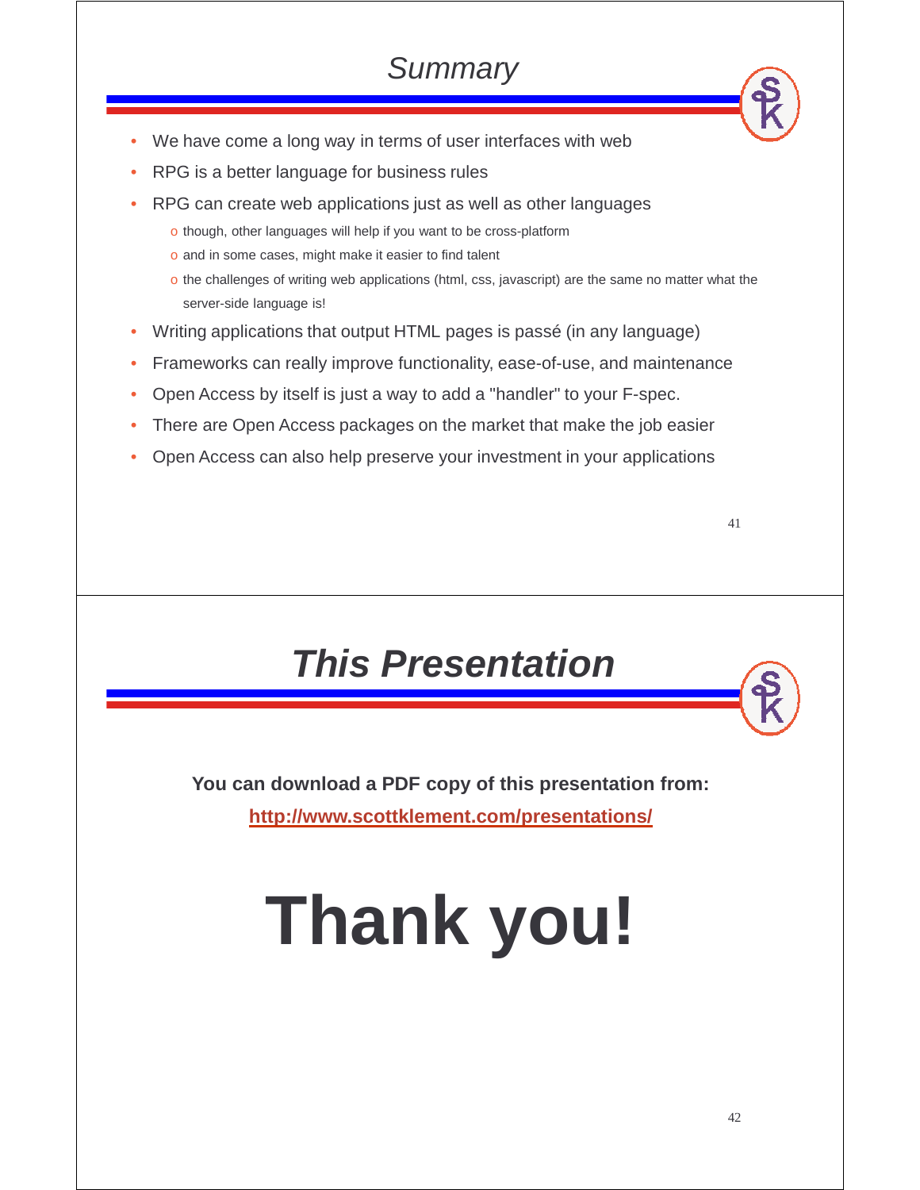## Summary

- We have come a long way in terms of user interfaces with web
- RPG is a better language for business rules
- RPG can create web applications just as well as other languages
  - though, other languages will help if you want to be cross-platform
  - and in some cases, might make it easier to find talent
  - the challenges of writing web applications (html, css, javascript) are the same no matter what the server-side language is!
- Writing applications that output HTML pages is passé (in any language)
- Frameworks can really improve functionality, ease-of-use, and maintenance
- Open Access by itself is just a way to add a "handler" to your F-spec.
- There are Open Access packages on the market that make the job easier
- Open Access can also help preserve your investment in your applications

## *This Presentation*

**You can download a PDF copy of this presentation from:**

**http://www.scottklement.com/presentations/**

# Thank you!